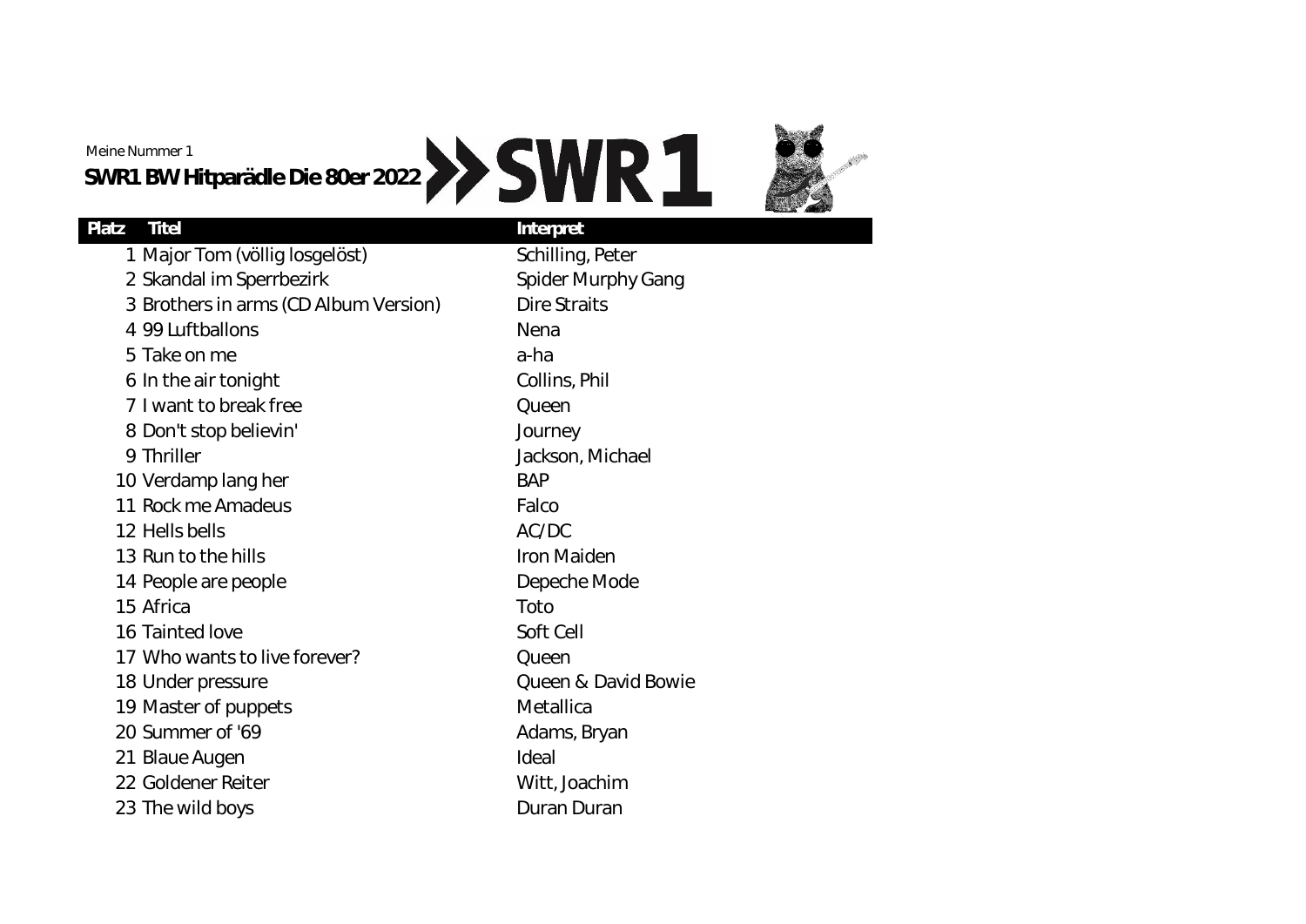Meine Nummer 1

**SWR1 BW Hitparädle Die 80er 2022**

| Platz | Titel | Interpret |
|---|---|---|
| 1 | Major Tom (völlig losgelöst) | Schilling, Peter |
| 2 | Skandal im Sperrbezirk | Spider Murphy Gang |
| 3 | Brothers in arms (CD Album Version) | Dire Straits |
| 4 | 99 Luftballons | Nena |
| 5 | Take on me | a-ha |
| 6 | In the air tonight | Collins, Phil |
| 7 | I want to break free | Queen |
| 8 | Don't stop believin' | Journey |
| 9 | Thriller | Jackson, Michael |
| 10 | Verdamp lang her | BAP |
| 11 | Rock me Amadeus | Falco |
| 12 | Hells bells | AC/DC |
| 13 | Run to the hills | Iron Maiden |
| 14 | People are people | Depeche Mode |
| 15 | Africa | Toto |
| 16 | Tainted love | Soft Cell |
| 17 | Who wants to live forever? | Queen |
| 18 | Under pressure | Queen & David Bowie |
| 19 | Master of puppets | Metallica |
| 20 | Summer of '69 | Adams, Bryan |
| 21 | Blaue Augen | Ideal |
| 22 | Goldener Reiter | Witt, Joachim |
| 23 | The wild boys | Duran Duran |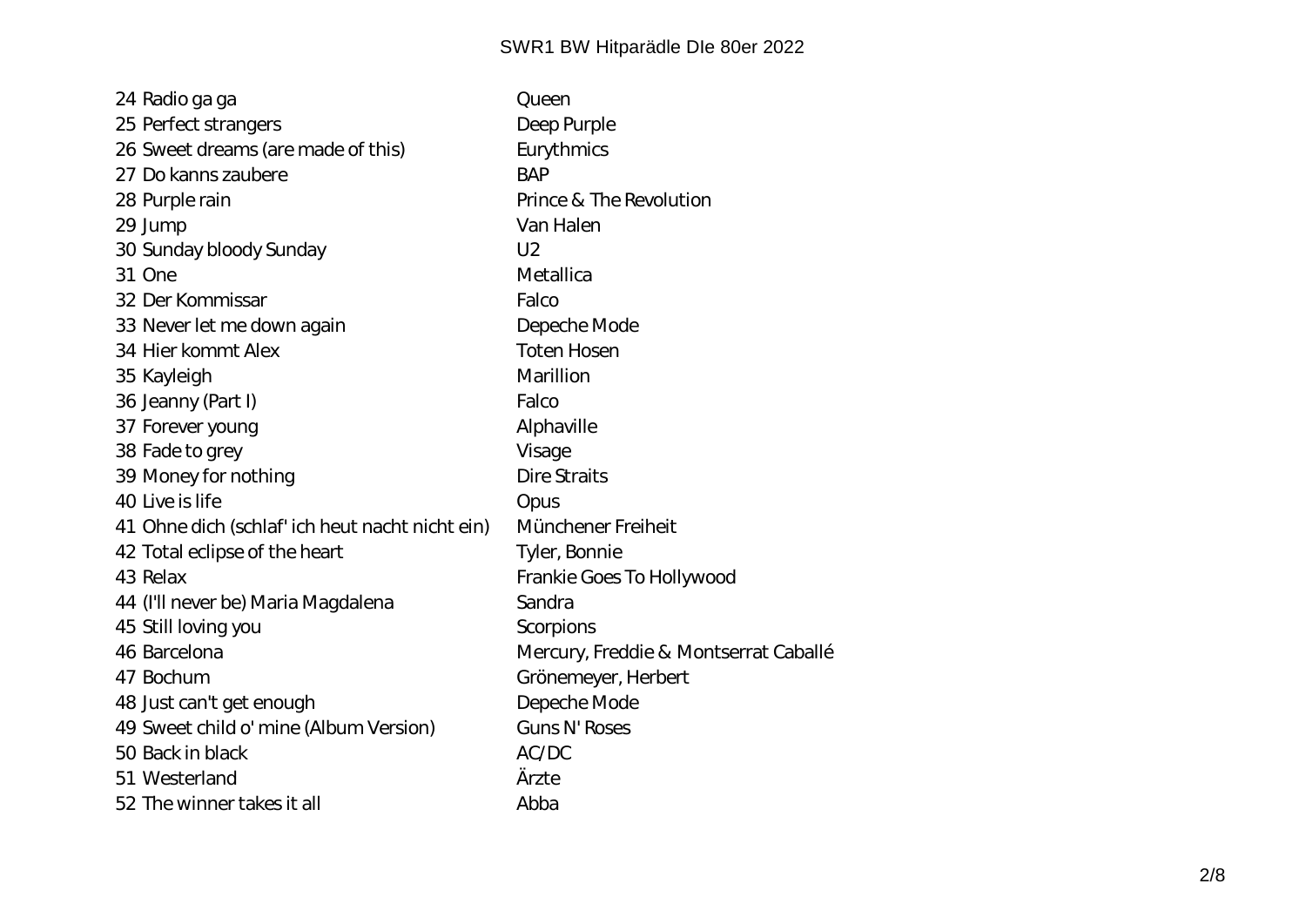| | |
|---|---|
| 24 Radio ga ga | Queen |
| 25 Perfect strangers | Deep Purple |
| 26 Sweet dreams (are made of this) | Eurythmics |
| 27 Do kanns zaubere | BAP |
| 28 Purple rain | Prince & The Revolution |
| 29 Jump | Van Halen |
| 30 Sunday bloody Sunday | U2 |
| 31 One | Metallica |
| 32 Der Kommissar | Falco |
| 33 Never let me down again | Depeche Mode |
| 34 Hier kommt Alex | Toten Hosen |
| 35 Kayleigh | Marillion |
| 36 Jeanny (Part I) | Falco |
| 37 Forever young | Alphaville |
| 38 Fade to grey | Visage |
| 39 Money for nothing | Dire Straits |
| 40 Live is life | Opus |
| 41 Ohne dich (schlaf' ich heut nacht nicht ein) | Münchener Freiheit |
| 42 Total eclipse of the heart | Tyler, Bonnie |
| 43 Relax | Frankie Goes To Hollywood |
| 44 (I'll never be) Maria Magdalena | Sandra |
| 45 Still loving you | Scorpions |
| 46 Barcelona | Mercury, Freddie & Montserrat Caballé |
| 47 Bochum | Grönemeyer, Herbert |
| 48 Just can't get enough | Depeche Mode |
| 49 Sweet child o' mine (Album Version) | Guns N' Roses |
| 50 Back in black | AC/DC |
| 51 Westerland | Ärzte |
| 52 The winner takes it all | Abba |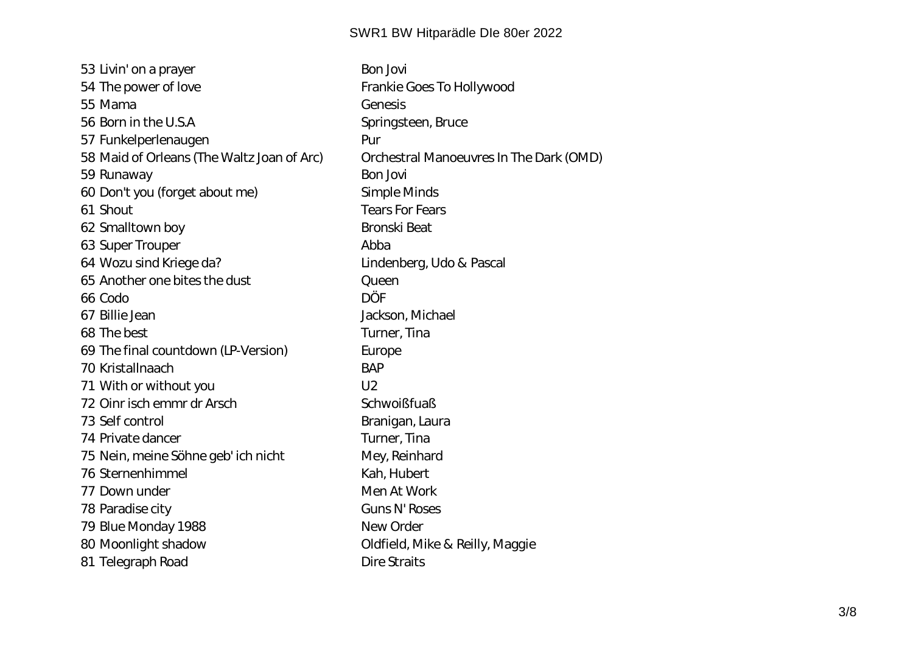53 Livin' on a prayer | Bon Jovi

| | |
|---|---|
| 53 Livin' on a prayer | Bon Jovi |
| 54 The power of love | Frankie Goes To Hollywood |
| 55 Mama | Genesis |
| 56 Born in the U.S.A | Springsteen, Bruce |
| 57 Funkelperlenaugen | Pur |
| 58 Maid of Orleans (The Waltz Joan of Arc) | Orchestral Manoeuvres In The Dark (OMD) |
| 59 Runaway | Bon Jovi |
| 60 Don't you (forget about me) | Simple Minds |
| 61 Shout | Tears For Fears |
| 62 Smalltown boy | Bronski Beat |
| 63 Super Trouper | Abba |
| 64 Wozu sind Kriege da? | Lindenberg, Udo & Pascal |
| 65 Another one bites the dust | Queen |
| 66 Codo | DÖF |
| 67 Billie Jean | Jackson, Michael |
| 68 The best | Turner, Tina |
| 69 The final countdown (LP-Version) | Europe |
| 70 Kristallnaach | BAP |
| 71 With or without you | U2 |
| 72 Oinr isch emmr dr Arsch | Schwoißfuaß |
| 73 Self control | Branigan, Laura |
| 74 Private dancer | Turner, Tina |
| 75 Nein, meine Söhne geb' ich nicht | Mey, Reinhard |
| 76 Sternenhimmel | Kah, Hubert |
| 77 Down under | Men At Work |
| 78 Paradise city | Guns N' Roses |
| 79 Blue Monday 1988 | New Order |
| 80 Moonlight shadow | Oldfield, Mike & Reilly, Maggie |
| 81 Telegraph Road | Dire Straits |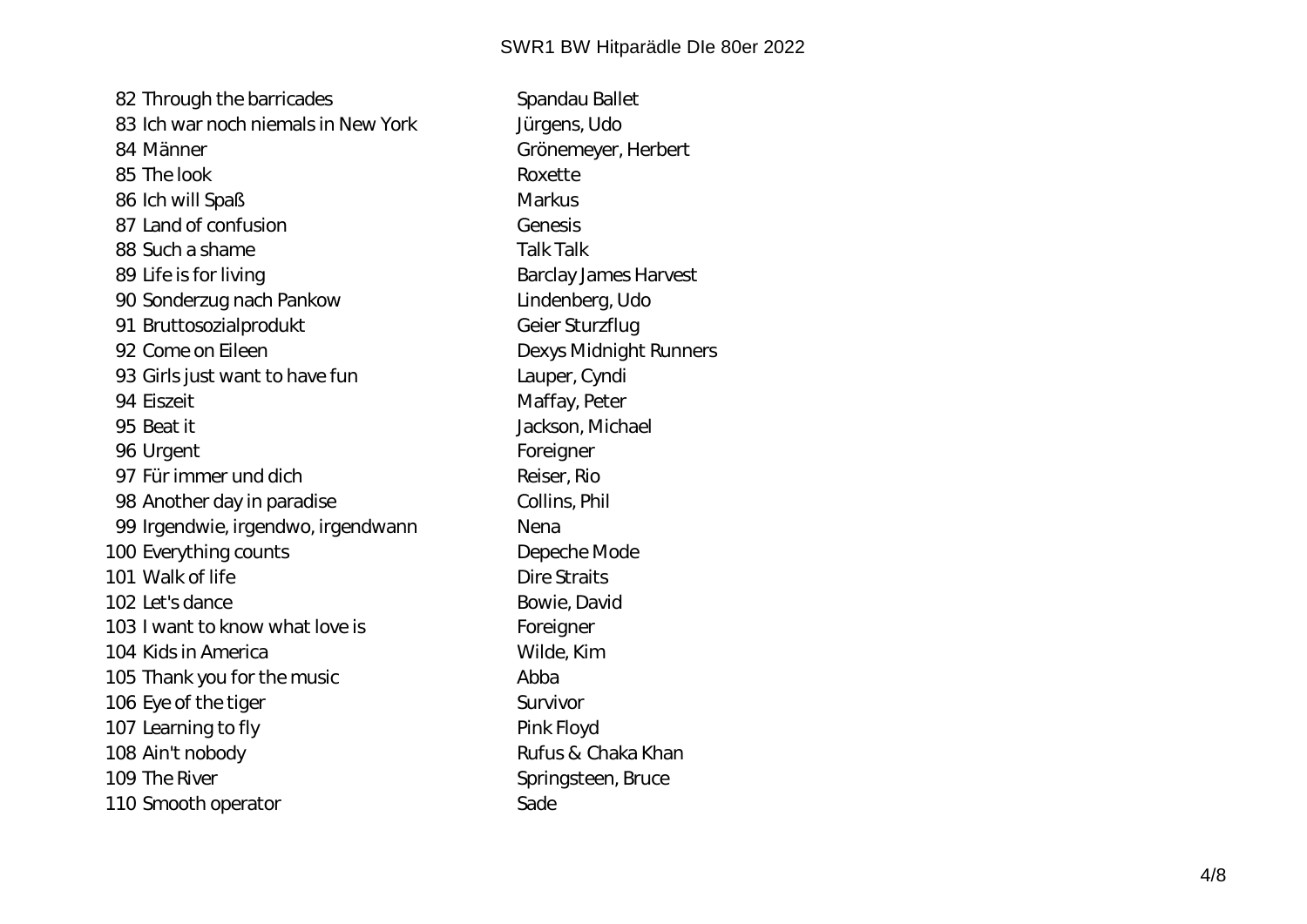| | | |
|---|---|---|
| 82 | Through the barricades | Spandau Ballet |
| 83 | Ich war noch niemals in New York | Jürgens, Udo |
| 84 | Männer | Grönemeyer, Herbert |
| 85 | The look | Roxette |
| 86 | Ich will Spaß | Markus |
| 87 | Land of confusion | Genesis |
| 88 | Such a shame | Talk Talk |
| 89 | Life is for living | Barclay James Harvest |
| 90 | Sonderzug nach Pankow | Lindenberg, Udo |
| 91 | Bruttosozialprodukt | Geier Sturzflug |
| 92 | Come on Eileen | Dexys Midnight Runners |
| 93 | Girls just want to have fun | Lauper, Cyndi |
| 94 | Eiszeit | Maffay, Peter |
| 95 | Beat it | Jackson, Michael |
| 96 | Urgent | Foreigner |
| 97 | Für immer und dich | Reiser, Rio |
| 98 | Another day in paradise | Collins, Phil |
| 99 | Irgendwie, irgendwo, irgendwann | Nena |
| 100 | Everything counts | Depeche Mode |
| 101 | Walk of life | Dire Straits |
| 102 | Let's dance | Bowie, David |
| 103 | I want to know what love is | Foreigner |
| 104 | Kids in America | Wilde, Kim |
| 105 | Thank you for the music | Abba |
| 106 | Eye of the tiger | Survivor |
| 107 | Learning to fly | Pink Floyd |
| 108 | Ain't nobody | Rufus & Chaka Khan |
| 109 | The River | Springsteen, Bruce |
| 110 | Smooth operator | Sade |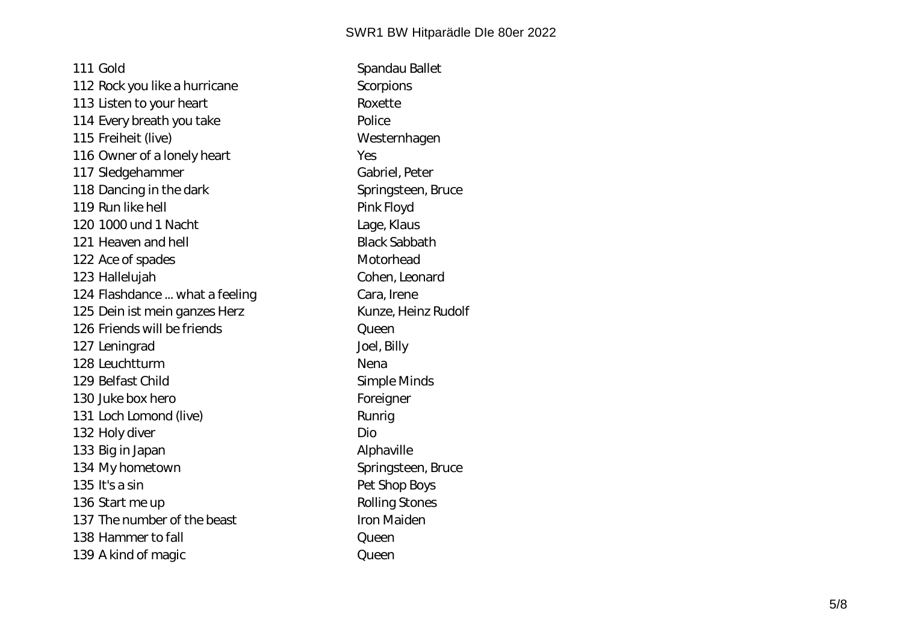| | | |
|---|---|---|
| 111 | Gold | Spandau Ballet |
| 112 | Rock you like a hurricane | Scorpions |
| 113 | Listen to your heart | Roxette |
| 114 | Every breath you take | Police |
| 115 | Freiheit (live) | Westernhagen |
| 116 | Owner of a lonely heart | Yes |
| 117 | Sledgehammer | Gabriel, Peter |
| 118 | Dancing in the dark | Springsteen, Bruce |
| 119 | Run like hell | Pink Floyd |
| 120 | 1000 und 1 Nacht | Lage, Klaus |
| 121 | Heaven and hell | Black Sabbath |
| 122 | Ace of spades | Motorhead |
| 123 | Hallelujah | Cohen, Leonard |
| 124 | Flashdance ... what a feeling | Cara, Irene |
| 125 | Dein ist mein ganzes Herz | Kunze, Heinz Rudolf |
| 126 | Friends will be friends | Queen |
| 127 | Leningrad | Joel, Billy |
| 128 | Leuchtturm | Nena |
| 129 | Belfast Child | Simple Minds |
| 130 | Juke box hero | Foreigner |
| 131 | Loch Lomond (live) | Runrig |
| 132 | Holy diver | Dio |
| 133 | Big in Japan | Alphaville |
| 134 | My hometown | Springsteen, Bruce |
| 135 | It's a sin | Pet Shop Boys |
| 136 | Start me up | Rolling Stones |
| 137 | The number of the beast | Iron Maiden |
| 138 | Hammer to fall | Queen |
| 139 | A kind of magic | Queen |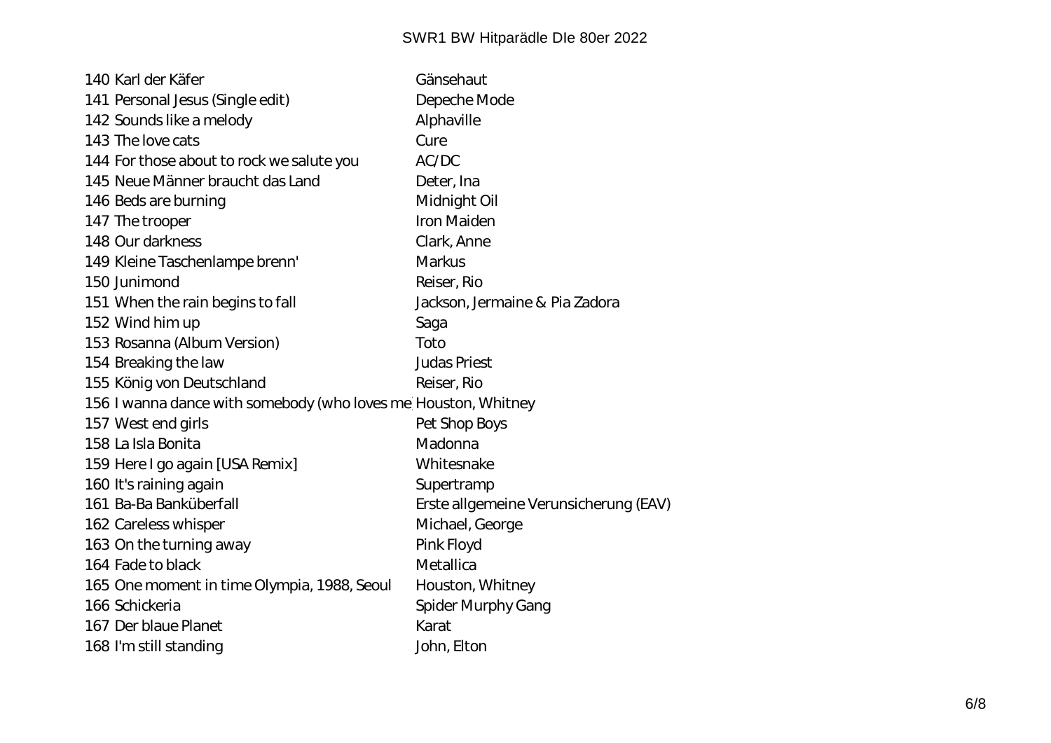| | | |
|---|---|---|
| 140 | Karl der Käfer | Gänsehaut |
| 141 | Personal Jesus (Single edit) | Depeche Mode |
| 142 | Sounds like a melody | Alphaville |
| 143 | The love cats | Cure |
| 144 | For those about to rock we salute you | AC/DC |
| 145 | Neue Männer braucht das Land | Deter, Ina |
| 146 | Beds are burning | Midnight Oil |
| 147 | The trooper | Iron Maiden |
| 148 | Our darkness | Clark, Anne |
| 149 | Kleine Taschenlampe brenn' | Markus |
| 150 | Junimond | Reiser, Rio |
| 151 | When the rain begins to fall | Jackson, Jermaine & Pia Zadora |
| 152 | Wind him up | Saga |
| 153 | Rosanna (Album Version) | Toto |
| 154 | Breaking the law | Judas Priest |
| 155 | König von Deutschland | Reiser, Rio |
| 156 | I wanna dance with somebody (who loves me | Houston, Whitney |
| 157 | West end girls | Pet Shop Boys |
| 158 | La Isla Bonita | Madonna |
| 159 | Here I go again [USA Remix] | Whitesnake |
| 160 | It's raining again | Supertramp |
| 161 | Ba-Ba Banküberfall | Erste allgemeine Verunsicherung (EAV) |
| 162 | Careless whisper | Michael, George |
| 163 | On the turning away | Pink Floyd |
| 164 | Fade to black | Metallica |
| 165 | One moment in time Olympia, 1988, Seoul | Houston, Whitney |
| 166 | Schickeria | Spider Murphy Gang |
| 167 | Der blaue Planet | Karat |
| 168 | I'm still standing | John, Elton |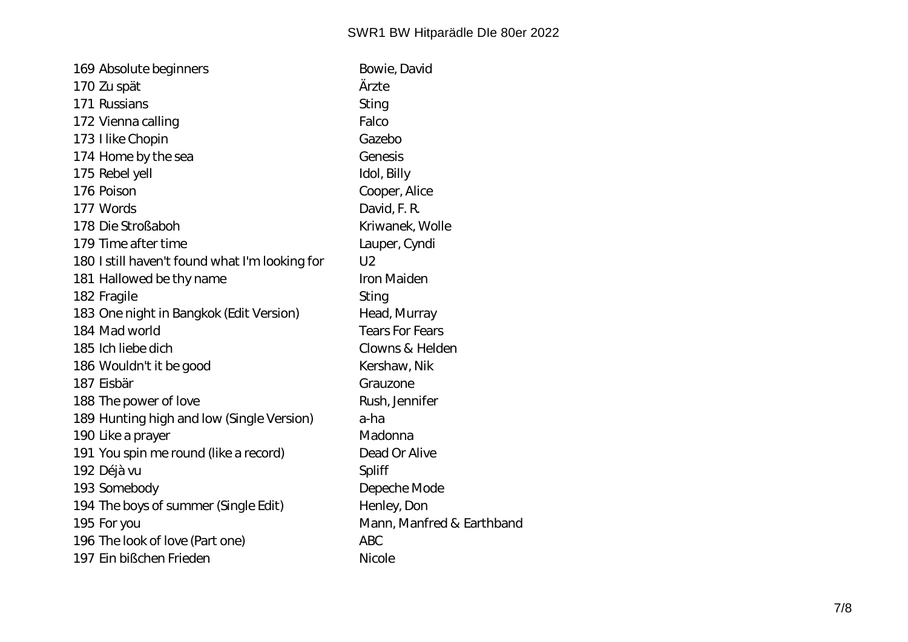| | | |
|---|---|---|
| 169 | Absolute beginners | Bowie, David |
| 170 | Zu spät | Ärzte |
| 171 | Russians | Sting |
| 172 | Vienna calling | Falco |
| 173 | I like Chopin | Gazebo |
| 174 | Home by the sea | Genesis |
| 175 | Rebel yell | Idol, Billy |
| 176 | Poison | Cooper, Alice |
| 177 | Words | David, F. R. |
| 178 | Die Stroßaboh | Kriwanek, Wolle |
| 179 | Time after time | Lauper, Cyndi |
| 180 | I still haven't found what I'm looking for | U2 |
| 181 | Hallowed be thy name | Iron Maiden |
| 182 | Fragile | Sting |
| 183 | One night in Bangkok (Edit Version) | Head, Murray |
| 184 | Mad world | Tears For Fears |
| 185 | Ich liebe dich | Clowns & Helden |
| 186 | Wouldn't it be good | Kershaw, Nik |
| 187 | Eisbär | Grauzone |
| 188 | The power of love | Rush, Jennifer |
| 189 | Hunting high and low (Single Version) | a-ha |
| 190 | Like a prayer | Madonna |
| 191 | You spin me round (like a record) | Dead Or Alive |
| 192 | Déjà vu | Spliff |
| 193 | Somebody | Depeche Mode |
| 194 | The boys of summer (Single Edit) | Henley, Don |
| 195 | For you | Mann, Manfred & Earthband |
| 196 | The look of love (Part one) | ABC |
| 197 | Ein bißchen Frieden | Nicole |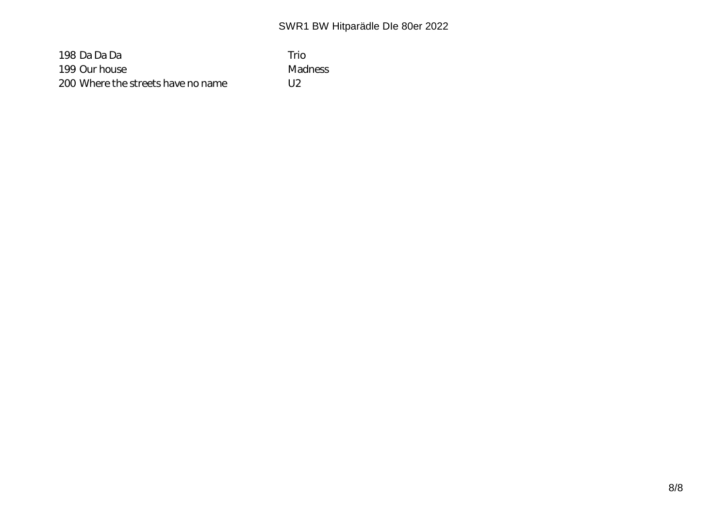| | | |
|---|---|---|
| 198 | Da Da Da | Trio |
| 199 | Our house | Madness |
| 200 | Where the streets have no name | U2 |